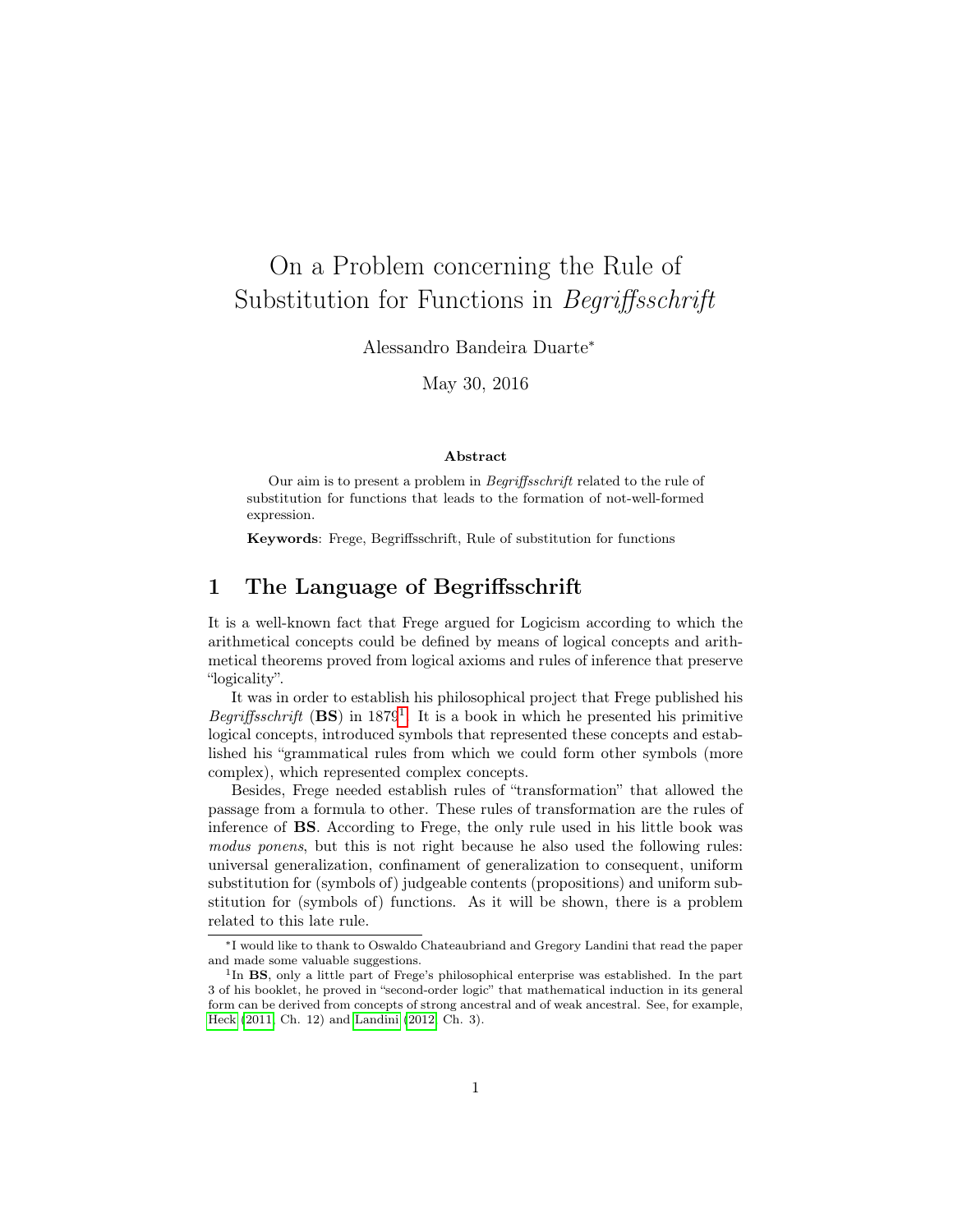# On a Problem concerning the Rule of Substitution for Functions in *Begriffsschrift*

Alessandro Bandeira Duarte*

May 30, 2016

**Abstract**

Our aim is to present a problem in *Begriffsschrift* related to the rule of substitution for functions that leads to the formation of not-well-formed expression.

**Keywords**: Frege, Begriffsschrift, Rule of substitution for functions

## 1 The Language of Begriffsschrift

It is a well-known fact that Frege argued for Logicism according to which the arithmetical concepts could be defined by means of logical concepts and arithmetical theorems proved from logical axioms and rules of inference that preserve "logicality".

It was in order to establish his philosophical project that Frege published his *Begriffsschrift* (**BS**) in 1879[1]. It is a book in which he presented his primitive logical concepts, introduced symbols that represented these concepts and established his "grammatical rules from which we could form other symbols (more complex), which represented complex concepts.

Besides, Frege needed establish rules of "transformation" that allowed the passage from a formula to other. These rules of transformation are the rules of inference of **BS**. According to Frege, the only rule used in his little book was *modus ponens*, but this is not right because he also used the following rules: universal generalization, confinament of generalization to consequent, uniform substitution for (symbols of) judgeable contents (propositions) and uniform substitution for (symbols of) functions. As it will be shown, there is a problem related to this late rule.

---

*I would like to thank to Oswaldo Chateaubriand and Gregory Landini that read the paper and made some valuable suggestions.

[1]In **BS**, only a little part of Frege's philosophical enterprise was established. In the part 3 of his booklet, he proved in "second-order logic" that mathematical induction in its general form can be derived from concepts of strong ancestral and of weak ancestral. See, for example, Heck (2011, Ch. 12) and Landini (2012, Ch. 3).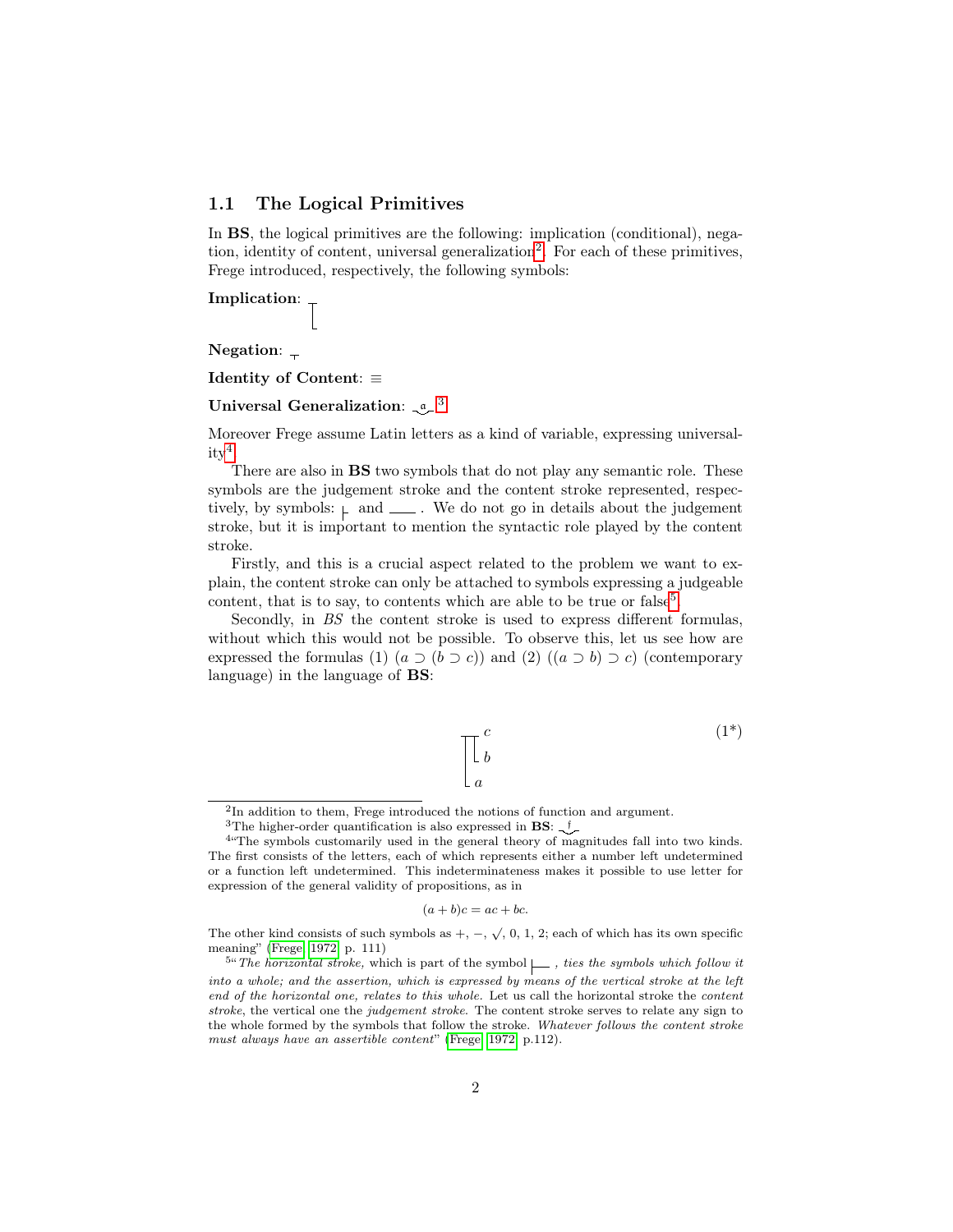### 1.1 The Logical Primitives

In **BS**, the logical primitives are the following: implication (conditional), negation, identity of content, universal generalization[2]. For each of these primitives, Frege introduced, respectively, the following symbols:

**Implication**: ┬ (conditional stroke)

**Negation**: ┬ (negation stroke)

**Identity of Content**: $\equiv$

**Universal Generalization**: ‿𝔞‿ [3]

Moreover Frege assume Latin letters as a kind of variable, expressing universality[4].

There are also in **BS** two symbols that do not play any semantic role. These symbols are the judgement stroke and the content stroke represented, respectively, by symbols: ├ and ——. We do not go in details about the judgement stroke, but it is important to mention the syntactic role played by the content stroke.

Firstly, and this is a crucial aspect related to the problem we want to explain, the content stroke can only be attached to symbols expressing a judgeable content, that is to say, to contents which are able to be true or false[5].

Secondly, in *BS* the content stroke is used to express different formulas, without which this would not be possible. To observe this, let us see how are expressed the formulas (1) $(a \supset (b \supset c))$ and (2) $((a \supset b) \supset c)$ (contemporary language) in the language of **BS**:

```
──┬┬── c
  │└── b
  └─── a
```
(1*)

---

[2] In addition to them, Frege introduced the notions of function and argument.

[3] The higher-order quantification is also expressed in **BS**: ‿𝔣‿

[4] "The symbols customarily used in the general theory of magnitudes fall into two kinds. The first consists of the letters, each of which represents either a number left undetermined or a function left undetermined. This indeterminateness makes it possible to use letter for expression of the general validity of propositions, as in

$$(a + b)c = ac + bc.$$

The other kind consists of such symbols as $+$, $-$, $\sqrt{}$, 0, 1, 2; each of which has its own specific meaning" (Frege, 1972, p. 111)

[5] "*The horizontal stroke,* which is part of the symbol ├── *, ties the symbols which follow it into a whole; and the assertion, which is expressed by means of the vertical stroke at the left end of the horizontal one, relates to this whole.* Let us call the horizontal stroke the *content stroke*, the vertical one the *judgement stroke*. The content stroke serves to relate any sign to the whole formed by the symbols that follow the stroke. *Whatever follows the content stroke must always have an assertible content*" (Frege, 1972, p.112).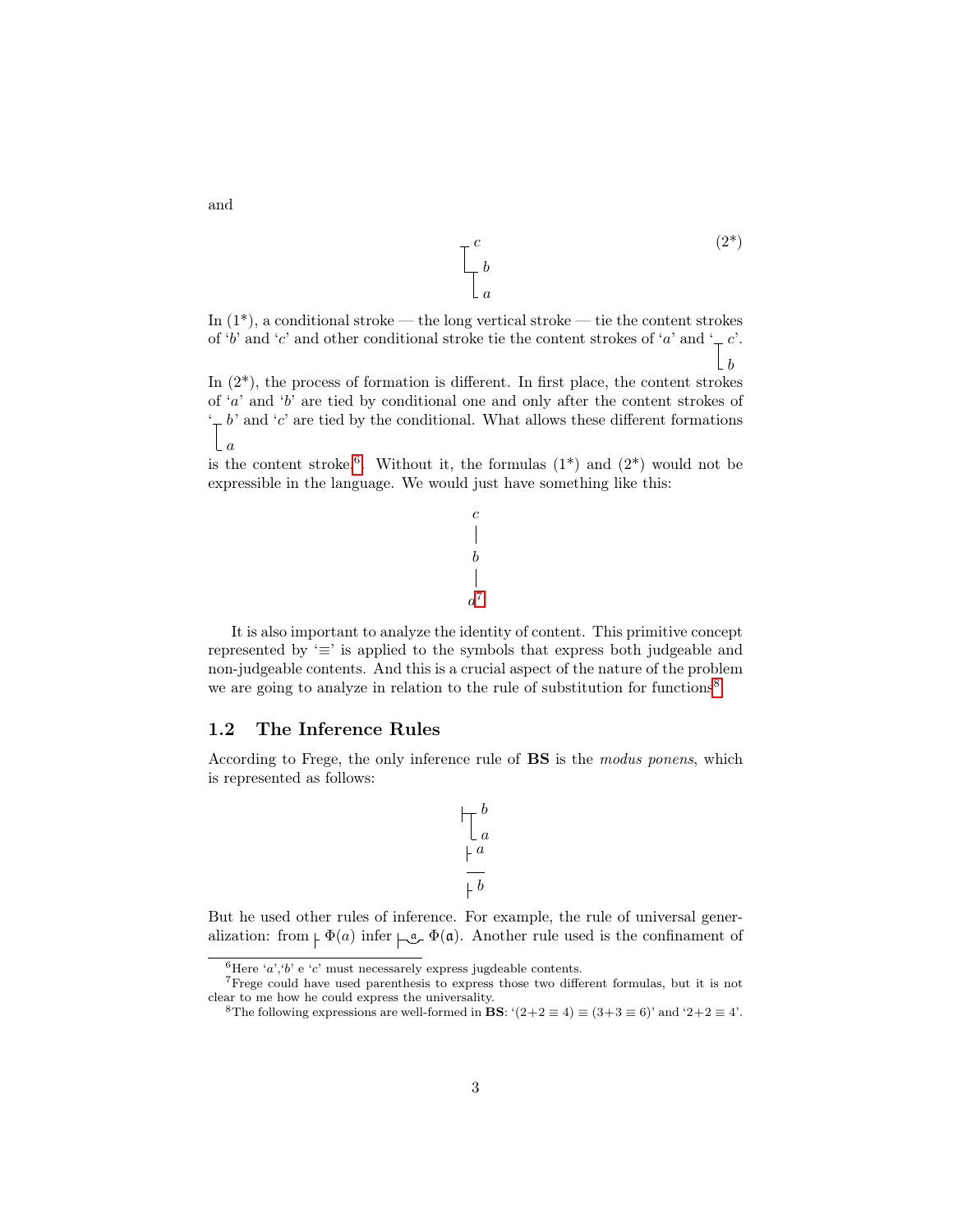and

$$
\begin{array}{l} \top\; c \\ \lfloor\; b \\ \;\lfloor\; a \end{array} \tag{2*}
$$

In (1*), a conditional stroke — the long vertical stroke — tie the content strokes of '$b$' and '$c$' and other conditional stroke tie the content strokes of '$a$' and '$\begin{array}{l}\top c \\ \lfloor b\end{array}$'. In (2*), the process of formation is different. In first place, the content strokes of '$a$' and '$b$' are tied by conditional one and only after the content strokes of '$\begin{array}{l}\top b \\ \lfloor a\end{array}$' and '$c$' are tied by the conditional. What allows these different formations is the content stroke[6]. Without it, the formulas (1*) and (2*) would not be expressible in the language. We would just have something like this:

$$
\begin{array}{c} c \\ | \\ b \\ | \\ a \end{array}
$$

[7]

It is also important to analyze the identity of content. This primitive concept represented by '$\equiv$' is applied to the symbols that express both judgeable and non-judgeable contents. And this is a crucial aspect of the nature of the problem we are going to analyze in relation to the rule of substitution for functions[8].

## 1.2 The Inference Rules

According to Frege, the only inference rule of **BS** is the *modus ponens*, which is represented as follows:

$$
\begin{array}{l} \vdash\!\!\top\; b \\ \;\;\lfloor\; a \\ \vdash a \\ \hline \vdash b \end{array}
$$

But he used other rules of inference. For example, the rule of universal generalization: from $\vdash \Phi(a)$ infer $\vdash\!\!\smile^{\mathfrak{a}}\!\!\smile \Phi(\mathfrak{a})$. Another rule used is the confinament of

---

[6] Here '$a$','$b$' e '$c$' must necessarely express jugdeable contents.

[7] Frege could have used parenthesis to express those two different formulas, but it is not clear to me how he could express the universality.

[8] The following expressions are well-formed in **BS**: '$(2+2 \equiv 4) \equiv (3+3 \equiv 6)$' and '$2+2 \equiv 4$'.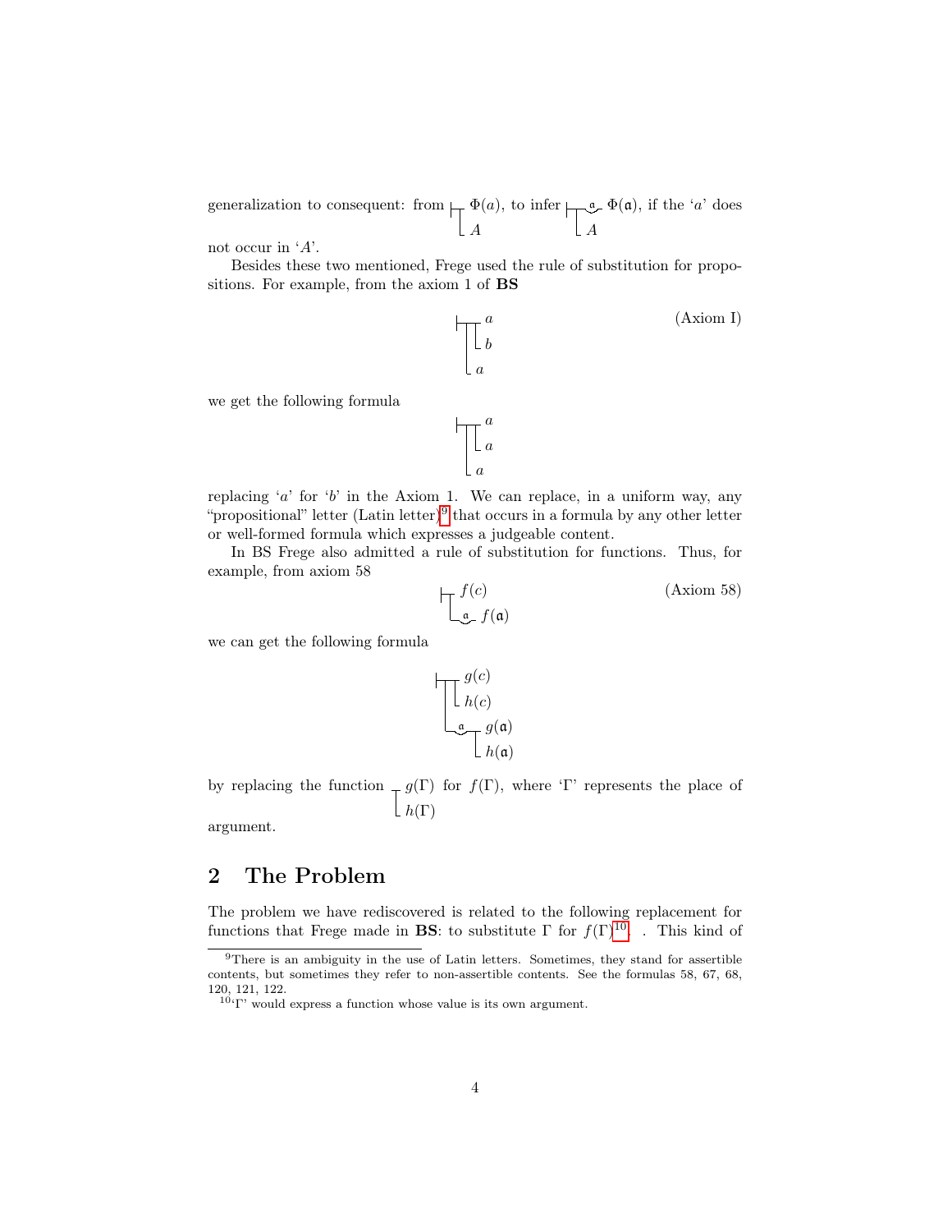generalization to consequent: from $\vdash\!\!\!\!\top\; \Phi(a)$, $A$ (i.e., $\Phi(a)$ conditioned on $A$), to infer $\vdash\!\!\!\!\top\!\!\smile^{\mathfrak{a}}\; \Phi(\mathfrak{a})$, $A$, if the '$a$' does not occur in '$A$'.

Besides these two mentioned, Frege used the rule of substitution for propositions. For example, from the axiom 1 of **BS**

$$\begin{array}{l} \vdash\!\top\!\top\; a \\ \quad\;\;\; \llcorner\; b \\ \quad\; \llcorner\; a \end{array} \qquad \text{(Axiom I)}$$

we get the following formula

$$\begin{array}{l} \vdash\!\top\!\top\; a \\ \quad\;\;\; \llcorner\; a \\ \quad\; \llcorner\; a \end{array}$$

replacing '$a$' for '$b$' in the Axiom 1. We can replace, in a uniform way, any "propositional" letter (Latin letter)[9] that occurs in a formula by any other letter or well-formed formula which expresses a judgeable content.

In BS Frege also admitted a rule of substitution for functions. Thus, for example, from axiom 58

$$\begin{array}{l} \vdash\!\top\; f(c) \\ \quad \llcorner\!\smile^{\mathfrak{a}}\; f(\mathfrak{a}) \end{array} \qquad \text{(Axiom 58)}$$

we can get the following formula

$$\begin{array}{l} \vdash\!\top\!\top\; g(c) \\ \quad\;\;\; \llcorner\; h(c) \\ \quad\; \llcorner\!\smile^{\mathfrak{a}}\!\top\; g(\mathfrak{a}) \\ \qquad\qquad \llcorner\; h(\mathfrak{a}) \end{array}$$

by replacing the function $\begin{array}{l} \top\; g(\Gamma) \\ \llcorner\; h(\Gamma) \end{array}$ for $f(\Gamma)$, where '$\Gamma$' represents the place of argument.

## 2 The Problem

The problem we have rediscovered is related to the following replacement for functions that Frege made in **BS**: to substitute $\Gamma$ for $f(\Gamma)$[10]. This kind of

[9] There is an ambiguity in the use of Latin letters. Sometimes, they stand for assertible contents, but sometimes they refer to non-assertible contents. See the formulas 58, 67, 68, 120, 121, 122.

[10] '$\Gamma$' would express a function whose value is its own argument.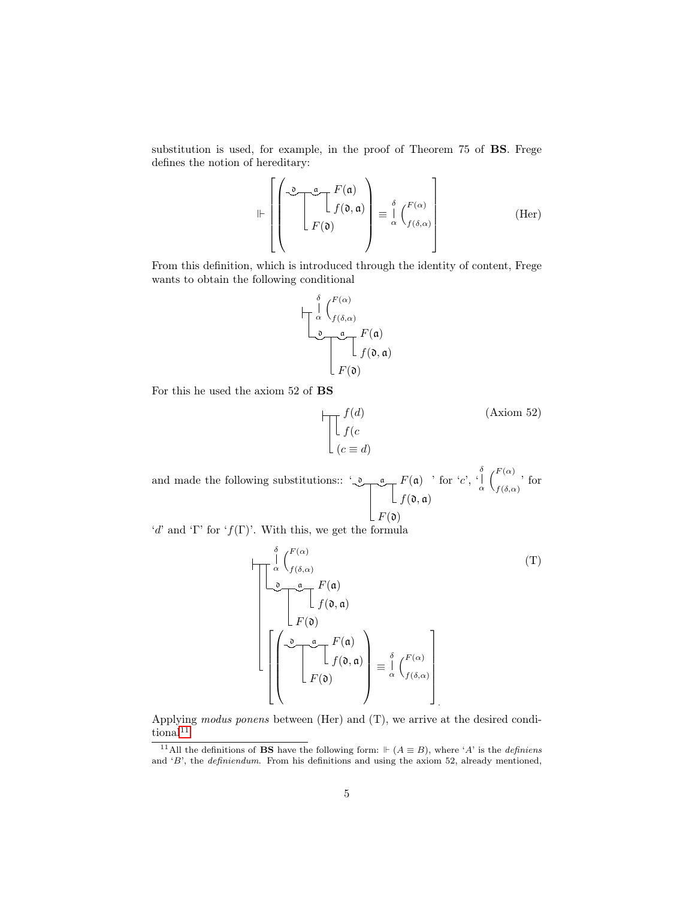substitution is used, for example, in the proof of Theorem 75 of **BS**. Frege defines the notion of hereditary:

$$\Vdash \left[\left(\begin{array}{l} \overset{\mathfrak{d}}{\smile}\!\!\top\!\!\overset{\mathfrak{a}}{\smile}\!\!\top F(\mathfrak{a}) \\ \quad\quad\quad\quad\;\; \llcorner f(\mathfrak{d},\mathfrak{a}) \\ \quad\quad \llcorner F(\mathfrak{d}) \end{array}\right) \equiv \begin{array}{c}\delta\\ | \\ \alpha\end{array}\left(\begin{array}{l}F(\alpha)\\ f(\delta,\alpha)\end{array}\right.\right] \tag{Her}$$

From this definition, which is introduced through the identity of content, Frege wants to obtain the following conditional

$$\begin{array}{l} \vdash\!\!\top \begin{array}{c}\delta\\ | \\ \alpha\end{array}\left(\begin{array}{l}F(\alpha)\\ f(\delta,\alpha)\end{array}\right. \\ \quad \llcorner \overset{\mathfrak{d}}{\smile}\!\!\top\!\!\overset{\mathfrak{a}}{\smile}\!\!\top F(\mathfrak{a}) \\ \quad\quad\quad\quad\quad\;\; \llcorner f(\mathfrak{d},\mathfrak{a}) \\ \quad\quad\quad \llcorner F(\mathfrak{d}) \end{array}$$

For this he used the axiom 52 of **BS**

$$\begin{array}{l} \vdash\!\!\top\!\!\top f(d) \\ \quad\;\;\, \llcorner f(c \\ \quad \llcorner (c \equiv d) \end{array} \tag{Axiom 52}$$

and made the following substitutions:: '$\begin{array}{l} \overset{\mathfrak{d}}{\smile}\!\!\top\!\!\overset{\mathfrak{a}}{\smile}\!\!\top F(\mathfrak{a}) \\ \quad\quad\quad\quad\;\; \llcorner f(\mathfrak{d},\mathfrak{a}) \\ \quad\quad \llcorner F(\mathfrak{d}) \end{array}$' for '$c$', '$\begin{array}{c}\delta\\ | \\ \alpha\end{array}\left(\begin{array}{l}F(\alpha)\\ f(\delta,\alpha)\end{array}\right.$' for '$d$' and '$\Gamma$' for '$f(\Gamma)$'. With this, we get the formula

$$\begin{array}{l} \vdash\!\!\top\!\!\top \begin{array}{c}\delta\\ | \\ \alpha\end{array}\left(\begin{array}{l}F(\alpha)\\ f(\delta,\alpha)\end{array}\right. \\ \quad\;\; \llcorner \overset{\mathfrak{d}}{\smile}\!\!\top\!\!\overset{\mathfrak{a}}{\smile}\!\!\top F(\mathfrak{a}) \\ \quad\quad\quad\quad\quad\quad\; \llcorner f(\mathfrak{d},\mathfrak{a}) \\ \quad\quad\quad\quad \llcorner F(\mathfrak{d}) \\ \quad \llcorner \left[\left(\begin{array}{l} \overset{\mathfrak{d}}{\smile}\!\!\top\!\!\overset{\mathfrak{a}}{\smile}\!\!\top F(\mathfrak{a}) \\ \quad\quad\quad\quad\;\; \llcorner f(\mathfrak{d},\mathfrak{a}) \\ \quad\quad \llcorner F(\mathfrak{d}) \end{array}\right) \equiv \begin{array}{c}\delta\\ | \\ \alpha\end{array}\left(\begin{array}{l}F(\alpha)\\ f(\delta,\alpha)\end{array}\right.\right]. \end{array} \tag{T}$$

Applying *modus ponens* between (Her) and (T), we arrive at the desired conditional[11]

[11] All the definitions of **BS** have the following form: $\Vdash (A \equiv B)$, where '$A$' is the *definiens* and '$B$', the *definiendum*. From his definitions and using the axiom 52, already mentioned,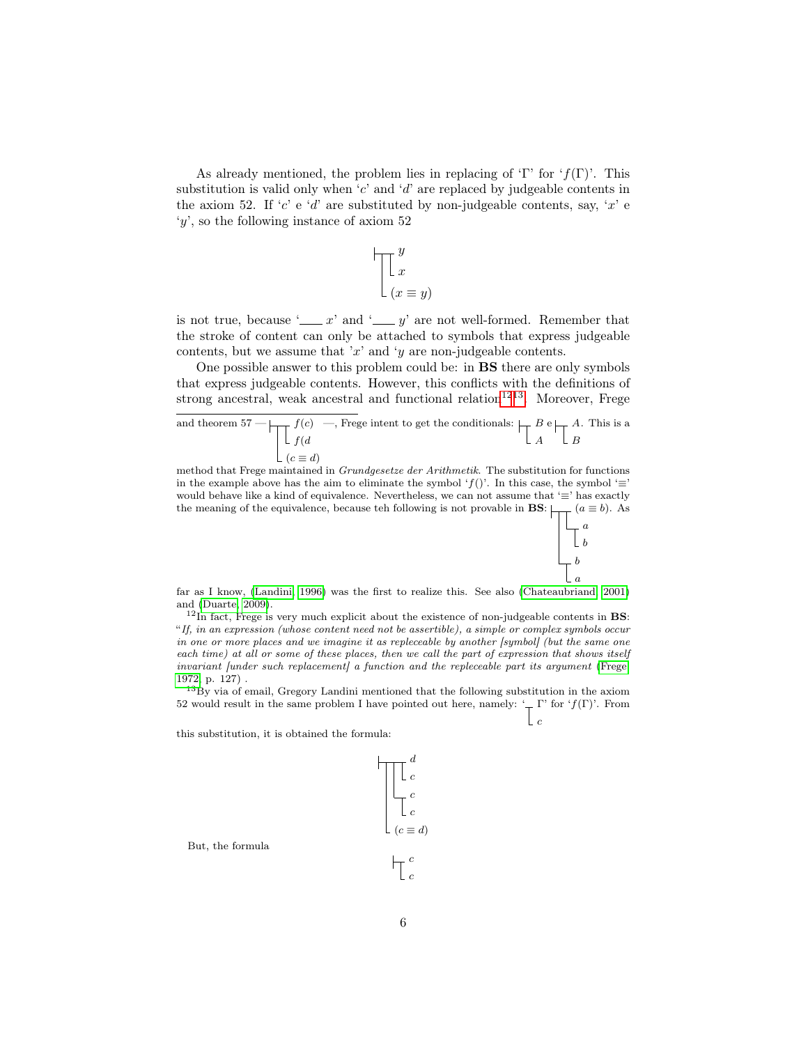As already mentioned, the problem lies in replacing of 'Γ' for '$f(\Gamma)$'. This substitution is valid only when '$c$' and '$d$' are replaced by judgeable contents in the axiom 52. If '$c$' e '$d$' are substituted by non-judgeable contents, say, '$x$' e '$y$', so the following instance of axiom 52

$$
\begin{array}{l}
\vdash\!\!\top\!\!\top\, y \\
\quad\;\; \llcorner\, x \\
\quad \llcorner\, (x \equiv y)
\end{array}
$$

is not true, because '___ $x$' and '___ $y$' are not well-formed. Remember that the stroke of content can only be attached to symbols that express judgeable contents, but we assume that '$x$' and '$y$ are non-judgeable contents.

One possible answer to this problem could be: in **BS** there are only symbols that express judgeable contents. However, this conflicts with the definitions of strong ancestral, weak ancestral and functional relation[12][13]. Moreover, Frege

---

and theorem 57 — $\vdash\!\!\top\!\!\top\, f(c)$, $\llcorner\, f(d$, $\llcorner\, (c \equiv d)$ —, Frege intent to get the conditionals: $\vdash\!\!\top\, B$, $\llcorner\, A$ e $\vdash\!\!\top\, A$, $\llcorner\, B$. This is a method that Frege maintained in *Grundgesetze der Arithmetik*. The substitution for functions in the example above has the aim to eliminate the symbol '$f()$'. In this case, the symbol '≡' would behave like a kind of equivalence. Nevertheless, we can not assume that '≡' has exactly the meaning of the equivalence, because teh following is not provable in **BS**: $\vdash\!\!\top\!\!\top\, (a \equiv b)$, $\llcorner\!\top\, a$, $\llcorner\, b$, $\llcorner\!\top\, b$, $\llcorner\, a$. As far as I know, (Landini, 1996) was the first to realize this. See also (Chateaubriand, 2001) and (Duarte, 2009).

[12] In fact, Frege is very much explicit about the existence of non-judgeable contents in **BS**: "*If, in an expression (whose content need not be assertible), a simple or complex symbols occur in one or more places and we imagine it as repleceable by another [symbol] (but the same one each time) at all or some of these places, then we call the part of expression that shows itself invariant [under such replacement] a function and the repleceable part its argument* (Frege, 1972, p. 127) .

[13] By via of email, Gregory Landini mentioned that the following substitution in the axiom 52 would result in the same problem I have pointed out here, namely: '$\top\, \Gamma$, $\llcorner\, c$' for '$f(\Gamma)$'. From this substitution, it is obtained the formula:

$$
\begin{array}{l}
\vdash\!\!\top\!\!\top\!\!\top\, d \\
\qquad\;\; \llcorner\, c \\
\qquad \llcorner\!\top\, c \\
\qquad\;\;\; \llcorner\, c \\
\quad \llcorner\, (c \equiv d)
\end{array}
$$

But, the formula

$$
\begin{array}{l}
\vdash\!\!\top\, c \\
\quad \llcorner\, c
\end{array}
$$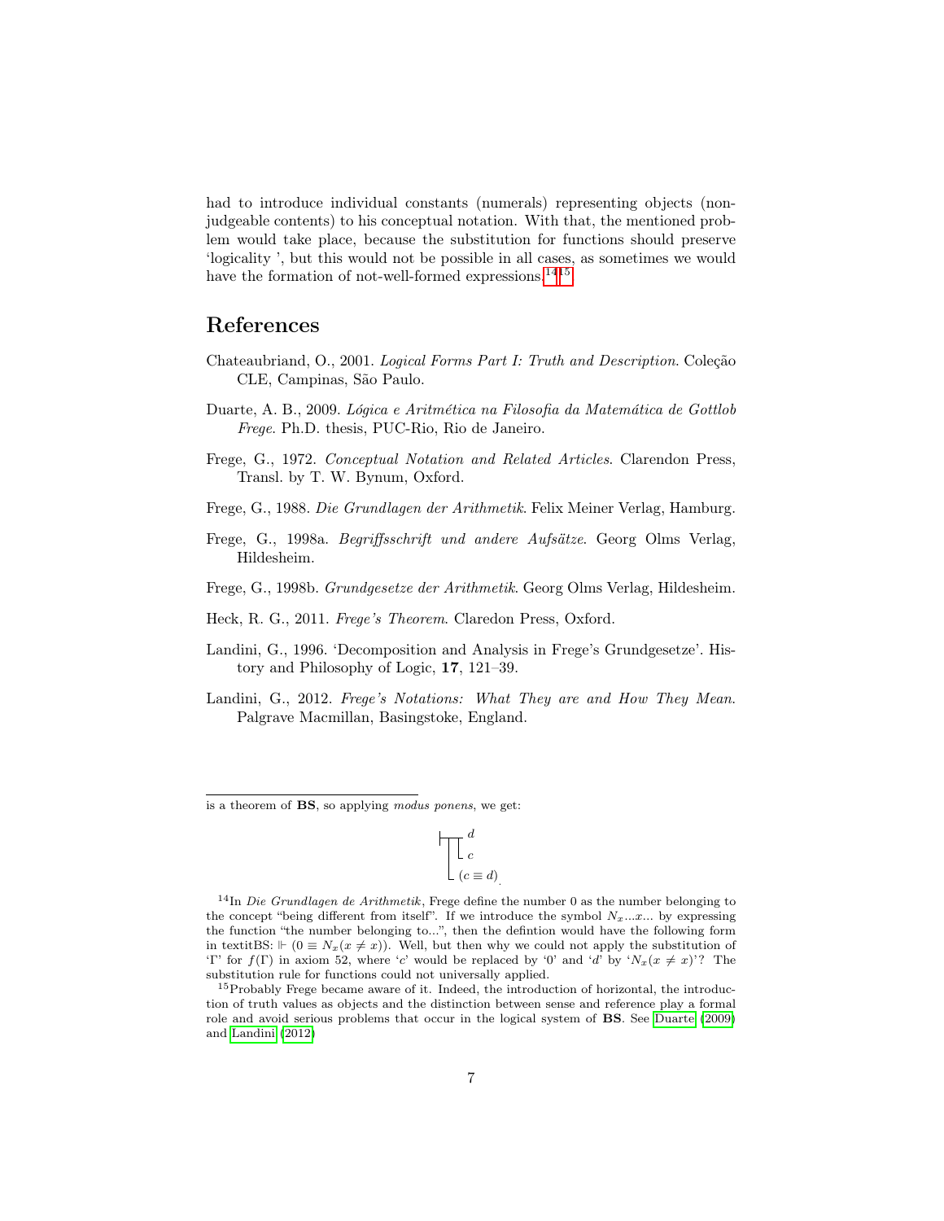had to introduce individual constants (numerals) representing objects (non-judgeable contents) to his conceptual notation. With that, the mentioned problem would take place, because the substitution for functions should preserve 'logicality ', but this would not be possible in all cases, as sometimes we would have the formation of not-well-formed expressions.[14][15]

## References

Chateaubriand, O., 2001. *Logical Forms Part I: Truth and Description*. Coleção CLE, Campinas, São Paulo.

Duarte, A. B., 2009. *Lógica e Aritmética na Filosofia da Matemática de Gottlob Frege.* Ph.D. thesis, PUC-Rio, Rio de Janeiro.

Frege, G., 1972. *Conceptual Notation and Related Articles.* Clarendon Press, Transl. by T. W. Bynum, Oxford.

Frege, G., 1988. *Die Grundlagen der Arithmetik*. Felix Meiner Verlag, Hamburg.

Frege, G., 1998a. *Begriffsschrift und andere Aufsätze*. Georg Olms Verlag, Hildesheim.

Frege, G., 1998b. *Grundgesetze der Arithmetik*. Georg Olms Verlag, Hildesheim.

Heck, R. G., 2011. *Frege's Theorem*. Claredon Press, Oxford.

Landini, G., 1996. 'Decomposition and Analysis in Frege's Grundgesetze'. History and Philosophy of Logic, **17**, 121–39.

Landini, G., 2012. *Frege's Notations: What They are and How They Mean.* Palgrave Macmillan, Basingstoke, England.

---

is a theorem of **BS**, so applying *modus ponens*, we get:

$$\vdash d \text{ (conditional on } c \text{ and } (c \equiv d))$$

[14] In *Die Grundlagen de Arithmetik*, Frege define the number 0 as the number belonging to the concept "being different from itself". If we introduce the symbol $N_x ...x...$ by expressing the function "the number belonging to...", then the defintion would have the following form in textitBS: $\Vdash (0 \equiv N_x(x \neq x))$. Well, but then why we could not apply the substitution of 'Γ' for $f(\Gamma)$ in axiom 52, where '$c$' would be replaced by '0' and '$d$' by '$N_x(x \neq x)$'? The substitution rule for functions could not universally applied.

[15] Probably Frege became aware of it. Indeed, the introduction of horizontal, the introduction of truth values as objects and the distinction between sense and reference play a formal role and avoid serious problems that occur in the logical system of **BS**. See Duarte (2009) and Landini (2012)